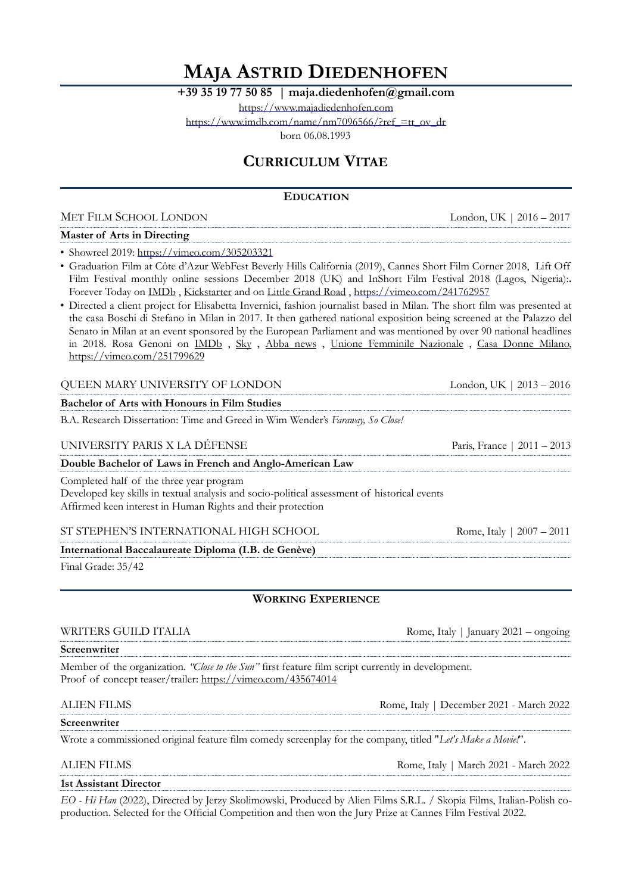# MAJA ASTRID DIEDENHOFEN

**+39 35 19 77 50 85 | maja.diedenhofen@gmail.com**

https://www.majadiedenhofen.com

https://www.imdb.com/name/nm7096566/?ref_=tt_ov_dr

born 06.08.1993

## CURRICULUM VITAE

### EDUCATION

MET FILM SCHOOL LONDON — London, UK | 2016 – 2017

**Master of Arts in Directing**

- Showreel 2019: https://vimeo.com/305203321
- Graduation Film at Côte d'Azur WebFest Beverly Hills California (2019), Cannes Short Film Corner 2018, Lift Off Film Festival monthly online sessions December 2018 (UK) and InShort Film Festival 2018 (Lagos, Nigeria):. Forever Today on IMDb , Kickstarter and on Little Grand Road , https://vimeo.com/241762957
- Directed a client project for Elisabetta Invernici, fashion journalist based in Milan. The short film was presented at the casa Boschi di Stefano in Milan in 2017. It then gathered national exposition being screened at the Palazzo del Senato in Milan at an event sponsored by the European Parliament and was mentioned by over 90 national headlines in 2018. Rosa Genoni on IMDb , Sky , Abba news , Unione Femminile Nazionale , Casa Donne Milano, https://vimeo.com/251799629

QUEEN MARY UNIVERSITY OF LONDON — London, UK | 2013 – 2016

**Bachelor of Arts with Honours in Film Studies**

B.A. Research Dissertation: Time and Greed in Wim Wender's *Faraway, So Close!*

UNIVERSITY PARIS X LA DÉFENSE — Paris, France | 2011 – 2013

**Double Bachelor of Laws in French and Anglo-American Law**

Completed half of the three year program
Developed key skills in textual analysis and socio-political assessment of historical events
Affirmed keen interest in Human Rights and their protection

ST STEPHEN'S INTERNATIONAL HIGH SCHOOL — Rome, Italy | 2007 – 2011

**International Baccalaureate Diploma (I.B. de Genève)**

Final Grade: 35/42

### WORKING EXPERIENCE

WRITERS GUILD ITALIA — Rome, Italy | January 2021 – ongoing

**Screenwriter**

Member of the organization. *"Close to the Sun"* first feature film script currently in development.
Proof of concept teaser/trailer: https://vimeo.com/435674014

ALIEN FILMS — Rome, Italy | December 2021 - March 2022

**Screenwriter**

Wrote a commissioned original feature film comedy screenplay for the company, titled "*Let's Make a Movie!*".

ALIEN FILMS — Rome, Italy | March 2021 - March 2022

**1st Assistant Director**

*EO - Hi Han* (2022), Directed by Jerzy Skolimowski, Produced by Alien Films S.R.L. / Skopia Films, Italian-Polish co-production. Selected for the Official Competition and then won the Jury Prize at Cannes Film Festival 2022.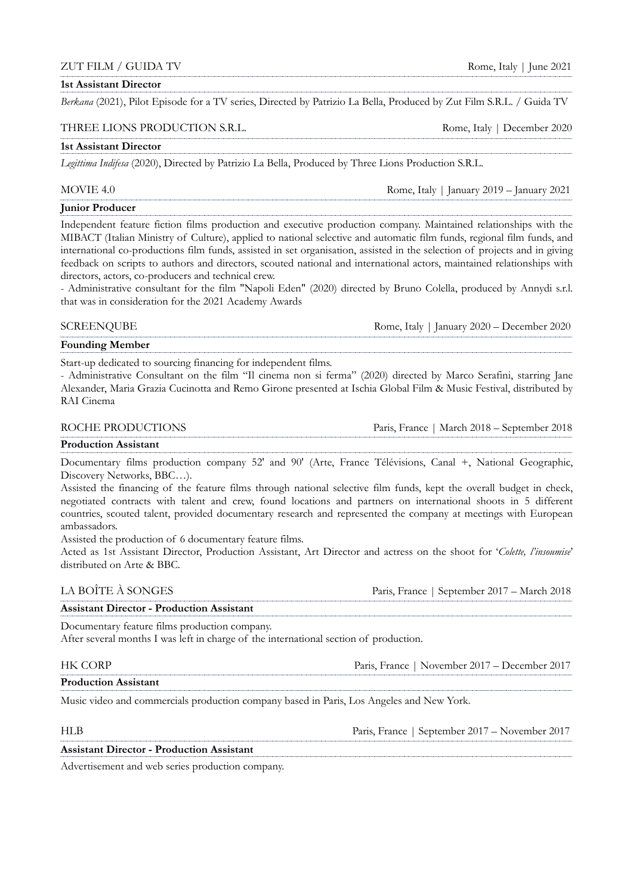ZUT FILM / GUIDA TV — Rome, Italy | June 2021

**1st Assistant Director**

*Berkana* (2021), Pilot Episode for a TV series, Directed by Patrizio La Bella, Produced by Zut Film S.R.L. / Guida TV

THREE LIONS PRODUCTION S.R.L. — Rome, Italy | December 2020

**1st Assistant Director**

*Legittima Indifesa* (2020), Directed by Patrizio La Bella, Produced by Three Lions Production S.R.L.

MOVIE 4.0 — Rome, Italy | January 2019 – January 2021

**Junior Producer**

Independent feature fiction films production and executive production company. Maintained relationships with the MIBACT (Italian Ministry of Culture), applied to national selective and automatic film funds, regional film funds, and international co-productions film funds, assisted in set organisation, assisted in the selection of projects and in giving feedback on scripts to authors and directors, scouted national and international actors, maintained relationships with directors, actors, co-producers and technical crew.

- Administrative consultant for the film "Napoli Eden" (2020) directed by Bruno Colella, produced by Annydi s.r.l. that was in consideration for the 2021 Academy Awards

SCREENQUBE — Rome, Italy | January 2020 – December 2020

**Founding Member**

Start-up dedicated to sourcing financing for independent films.

- Administrative Consultant on the film "Il cinema non si ferma" (2020) directed by Marco Serafini, starring Jane Alexander, Maria Grazia Cucinotta and Remo Girone presented at Ischia Global Film & Music Festival, distributed by RAI Cinema

ROCHE PRODUCTIONS — Paris, France | March 2018 – September 2018

**Production Assistant**

Documentary films production company 52' and 90' (Arte, France Télévisions, Canal +, National Geographic, Discovery Networks, BBC…).

Assisted the financing of the feature films through national selective film funds, kept the overall budget in check, negotiated contracts with talent and crew, found locations and partners on international shoots in 5 different countries, scouted talent, provided documentary research and represented the company at meetings with European ambassadors.

Assisted the production of 6 documentary feature films.

Acted as 1st Assistant Director, Production Assistant, Art Director and actress on the shoot for '*Colette, l'insoumise*' distributed on Arte & BBC.

LA BOÎTE À SONGES — Paris, France | September 2017 – March 2018

**Assistant Director - Production Assistant**

Documentary feature films production company.

After several months I was left in charge of the international section of production.

HK CORP — Paris, France | November 2017 – December 2017

**Production Assistant**

Music video and commercials production company based in Paris, Los Angeles and New York.

HLB — Paris, France | September 2017 – November 2017

**Assistant Director - Production Assistant**

Advertisement and web series production company.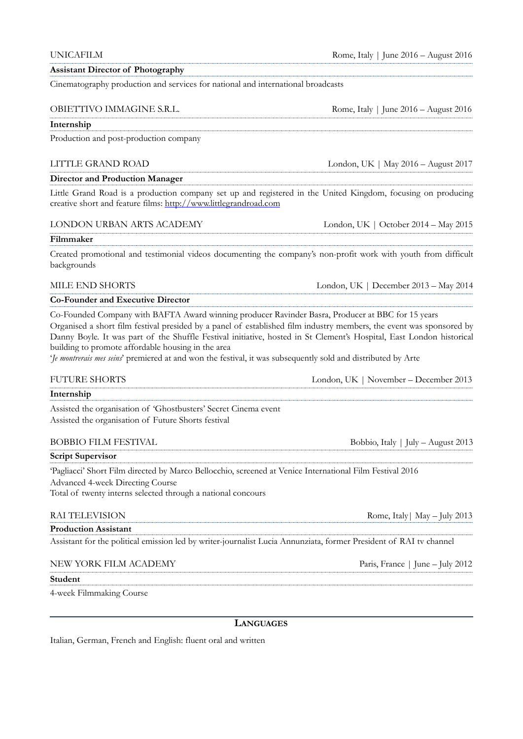UNICAFILM — Rome, Italy | June 2016 – August 2016

**Assistant Director of Photography**

Cinematography production and services for national and international broadcasts

OBIETTIVO IMMAGINE S.R.L. — Rome, Italy | June 2016 – August 2016

**Internship**

Production and post-production company

LITTLE GRAND ROAD — London, UK | May 2016 – August 2017

**Director and Production Manager**

Little Grand Road is a production company set up and registered in the United Kingdom, focusing on producing creative short and feature films: http://www.littlegrandroad.com

LONDON URBAN ARTS ACADEMY — London, UK | October 2014 – May 2015

**Filmmaker**

Created promotional and testimonial videos documenting the company's non-profit work with youth from difficult backgrounds

MILE END SHORTS — London, UK | December 2013 – May 2014

**Co-Founder and Executive Director**

Co-Founded Company with BAFTA Award winning producer Ravinder Basra, Producer at BBC for 15 years

Organised a short film festival presided by a panel of established film industry members, the event was sponsored by Danny Boyle. It was part of the Shuffle Festival initiative, hosted in St Clement's Hospital, East London historical building to promote affordable housing in the area

'*Je montrerais mes seins*' premiered at and won the festival, it was subsequently sold and distributed by Arte

FUTURE SHORTS — London, UK | November – December 2013

**Internship**

Assisted the organisation of 'Ghostbusters' Secret Cinema event

Assisted the organisation of Future Shorts festival

BOBBIO FILM FESTIVAL — Bobbio, Italy | July – August 2013

**Script Supervisor**

'Pagliacci' Short Film directed by Marco Bellocchio, screened at Venice International Film Festival 2016

Advanced 4-week Directing Course

Total of twenty interns selected through a national concours

RAI TELEVISION — Rome, Italy| May – July 2013

**Production Assistant**

Assistant for the political emission led by writer-journalist Lucia Annunziata, former President of RAI tv channel

NEW YORK FILM ACADEMY — Paris, France | June – July 2012

**Student**

4-week Filmmaking Course

## LANGUAGES

Italian, German, French and English: fluent oral and written